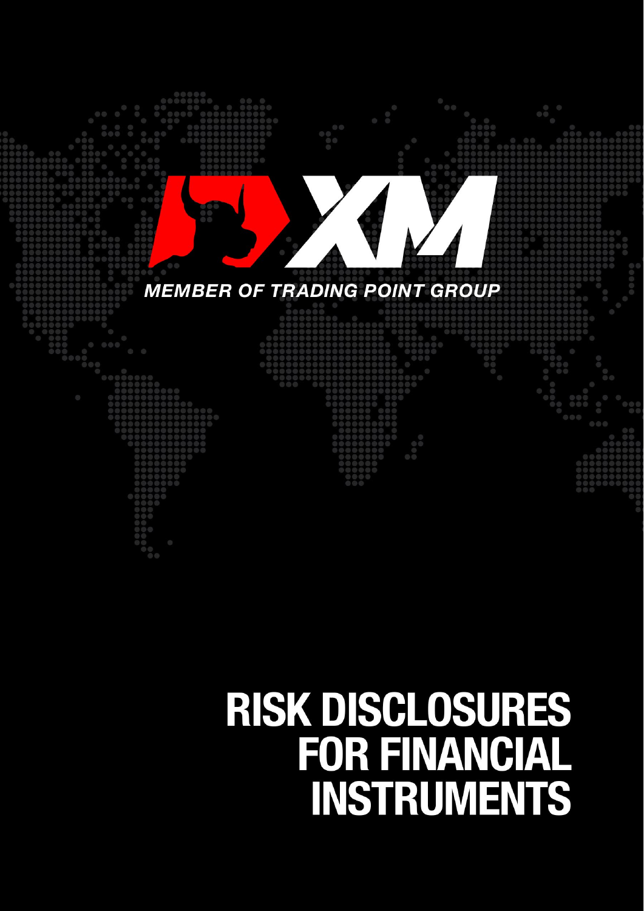XM

*MEMBER OF TRADING POINT GROUP*

# RISK DISCLOSURES FOR FINANCIAL INSTRUMENTS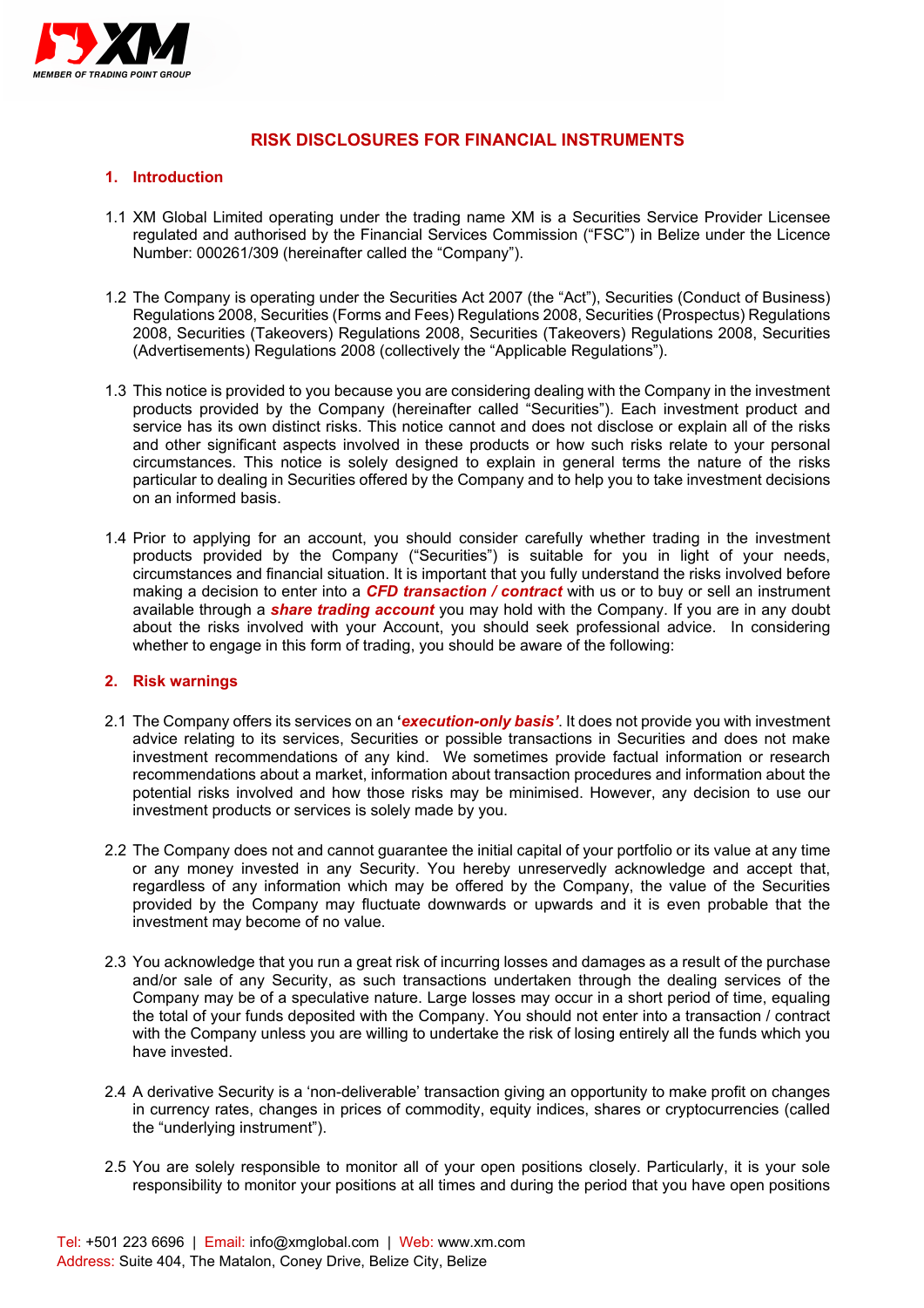# RISK DISCLOSURES FOR FINANCIAL INSTRUMENTS

## 1. Introduction

1.1 XM Global Limited operating under the trading name XM is a Securities Service Provider Licensee regulated and authorised by the Financial Services Commission ("FSC") in Belize under the Licence Number: 000261/309 (hereinafter called the "Company").

1.2 The Company is operating under the Securities Act 2007 (the "Act"), Securities (Conduct of Business) Regulations 2008, Securities (Forms and Fees) Regulations 2008, Securities (Prospectus) Regulations 2008, Securities (Takeovers) Regulations 2008, Securities (Takeovers) Regulations 2008, Securities (Advertisements) Regulations 2008 (collectively the "Applicable Regulations").

1.3 This notice is provided to you because you are considering dealing with the Company in the investment products provided by the Company (hereinafter called "Securities"). Each investment product and service has its own distinct risks. This notice cannot and does not disclose or explain all of the risks and other significant aspects involved in these products or how such risks relate to your personal circumstances. This notice is solely designed to explain in general terms the nature of the risks particular to dealing in Securities offered by the Company and to help you to take investment decisions on an informed basis.

1.4 Prior to applying for an account, you should consider carefully whether trading in the investment products provided by the Company ("Securities") is suitable for you in light of your needs, circumstances and financial situation. It is important that you fully understand the risks involved before making a decision to enter into a ***CFD transaction / contract*** with us or to buy or sell an instrument available through a ***share trading account*** you may hold with the Company. If you are in any doubt about the risks involved with your Account, you should seek professional advice. In considering whether to engage in this form of trading, you should be aware of the following:

## 2. Risk warnings

2.1 The Company offers its services on an **'*execution-only basis*'**. It does not provide you with investment advice relating to its services, Securities or possible transactions in Securities and does not make investment recommendations of any kind. We sometimes provide factual information or research recommendations about a market, information about transaction procedures and information about the potential risks involved and how those risks may be minimised. However, any decision to use our investment products or services is solely made by you.

2.2 The Company does not and cannot guarantee the initial capital of your portfolio or its value at any time or any money invested in any Security. You hereby unreservedly acknowledge and accept that, regardless of any information which may be offered by the Company, the value of the Securities provided by the Company may fluctuate downwards or upwards and it is even probable that the investment may become of no value.

2.3 You acknowledge that you run a great risk of incurring losses and damages as a result of the purchase and/or sale of any Security, as such transactions undertaken through the dealing services of the Company may be of a speculative nature. Large losses may occur in a short period of time, equaling the total of your funds deposited with the Company. You should not enter into a transaction / contract with the Company unless you are willing to undertake the risk of losing entirely all the funds which you have invested.

2.4 A derivative Security is a 'non-deliverable' transaction giving an opportunity to make profit on changes in currency rates, changes in prices of commodity, equity indices, shares or cryptocurrencies (called the "underlying instrument").

2.5 You are solely responsible to monitor all of your open positions closely. Particularly, it is your sole responsibility to monitor your positions at all times and during the period that you have open positions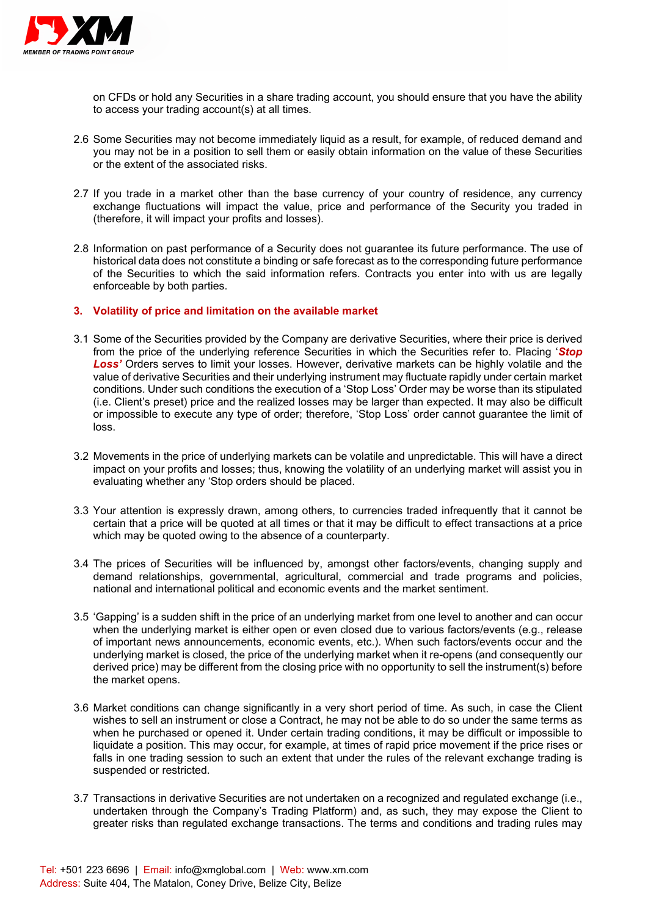on CFDs or hold any Securities in a share trading account, you should ensure that you have the ability to access your trading account(s) at all times.

2.6 Some Securities may not become immediately liquid as a result, for example, of reduced demand and you may not be in a position to sell them or easily obtain information on the value of these Securities or the extent of the associated risks.

2.7 If you trade in a market other than the base currency of your country of residence, any currency exchange fluctuations will impact the value, price and performance of the Security you traded in (therefore, it will impact your profits and losses).

2.8 Information on past performance of a Security does not guarantee its future performance. The use of historical data does not constitute a binding or safe forecast as to the corresponding future performance of the Securities to which the said information refers. Contracts you enter into with us are legally enforceable by both parties.

## 3. Volatility of price and limitation on the available market

3.1 Some of the Securities provided by the Company are derivative Securities, where their price is derived from the price of the underlying reference Securities in which the Securities refer to. Placing '***Stop Loss'*** Orders serves to limit your losses. However, derivative markets can be highly volatile and the value of derivative Securities and their underlying instrument may fluctuate rapidly under certain market conditions. Under such conditions the execution of a 'Stop Loss' Order may be worse than its stipulated (i.e. Client's preset) price and the realized losses may be larger than expected. It may also be difficult or impossible to execute any type of order; therefore, 'Stop Loss' order cannot guarantee the limit of loss.

3.2 Movements in the price of underlying markets can be volatile and unpredictable. This will have a direct impact on your profits and losses; thus, knowing the volatility of an underlying market will assist you in evaluating whether any 'Stop orders should be placed.

3.3 Your attention is expressly drawn, among others, to currencies traded infrequently that it cannot be certain that a price will be quoted at all times or that it may be difficult to effect transactions at a price which may be quoted owing to the absence of a counterparty.

3.4 The prices of Securities will be influenced by, amongst other factors/events, changing supply and demand relationships, governmental, agricultural, commercial and trade programs and policies, national and international political and economic events and the market sentiment.

3.5 'Gapping' is a sudden shift in the price of an underlying market from one level to another and can occur when the underlying market is either open or even closed due to various factors/events (e.g., release of important news announcements, economic events, etc.). When such factors/events occur and the underlying market is closed, the price of the underlying market when it re-opens (and consequently our derived price) may be different from the closing price with no opportunity to sell the instrument(s) before the market opens.

3.6 Market conditions can change significantly in a very short period of time. As such, in case the Client wishes to sell an instrument or close a Contract, he may not be able to do so under the same terms as when he purchased or opened it. Under certain trading conditions, it may be difficult or impossible to liquidate a position. This may occur, for example, at times of rapid price movement if the price rises or falls in one trading session to such an extent that under the rules of the relevant exchange trading is suspended or restricted.

3.7 Transactions in derivative Securities are not undertaken on a recognized and regulated exchange (i.e., undertaken through the Company's Trading Platform) and, as such, they may expose the Client to greater risks than regulated exchange transactions. The terms and conditions and trading rules may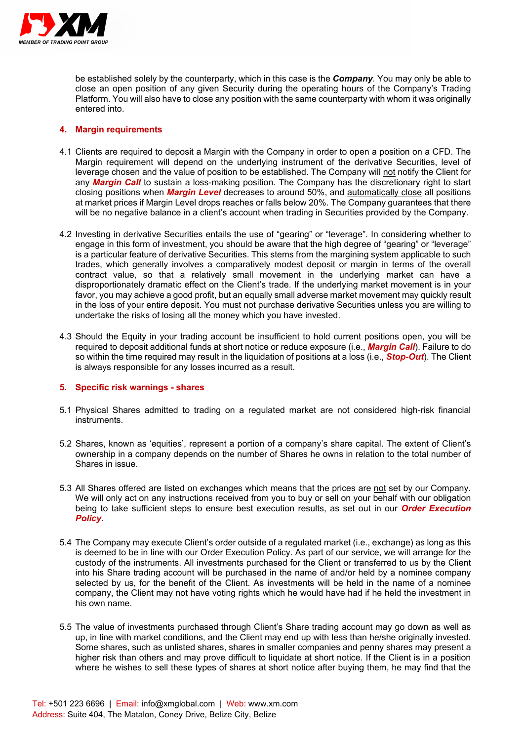be established solely by the counterparty, which in this case is the ***Company***. You may only be able to close an open position of any given Security during the operating hours of the Company's Trading Platform. You will also have to close any position with the same counterparty with whom it was originally entered into.

## 4. Margin requirements

4.1 Clients are required to deposit a Margin with the Company in order to open a position on a CFD. The Margin requirement will depend on the underlying instrument of the derivative Securities, level of leverage chosen and the value of position to be established. The Company will not notify the Client for any ***Margin Call*** to sustain a loss-making position. The Company has the discretionary right to start closing positions when ***Margin Level*** decreases to around 50%, and automatically close all positions at market prices if Margin Level drops reaches or falls below 20%. The Company guarantees that there will be no negative balance in a client's account when trading in Securities provided by the Company.

4.2 Investing in derivative Securities entails the use of "gearing" or "leverage". In considering whether to engage in this form of investment, you should be aware that the high degree of "gearing" or "leverage" is a particular feature of derivative Securities. This stems from the margining system applicable to such trades, which generally involves a comparatively modest deposit or margin in terms of the overall contract value, so that a relatively small movement in the underlying market can have a disproportionately dramatic effect on the Client's trade. If the underlying market movement is in your favor, you may achieve a good profit, but an equally small adverse market movement may quickly result in the loss of your entire deposit. You must not purchase derivative Securities unless you are willing to undertake the risks of losing all the money which you have invested.

4.3 Should the Equity in your trading account be insufficient to hold current positions open, you will be required to deposit additional funds at short notice or reduce exposure (i.e., ***Margin Call***). Failure to do so within the time required may result in the liquidation of positions at a loss (i.e., ***Stop-Out***). The Client is always responsible for any losses incurred as a result.

## 5. Specific risk warnings - shares

5.1 Physical Shares admitted to trading on a regulated market are not considered high-risk financial instruments.

5.2 Shares, known as 'equities', represent a portion of a company's share capital. The extent of Client's ownership in a company depends on the number of Shares he owns in relation to the total number of Shares in issue.

5.3 All Shares offered are listed on exchanges which means that the prices are not set by our Company. We will only act on any instructions received from you to buy or sell on your behalf with our obligation being to take sufficient steps to ensure best execution results, as set out in our ***Order Execution Policy***.

5.4 The Company may execute Client's order outside of a regulated market (i.e., exchange) as long as this is deemed to be in line with our Order Execution Policy. As part of our service, we will arrange for the custody of the instruments. All investments purchased for the Client or transferred to us by the Client into his Share trading account will be purchased in the name of and/or held by a nominee company selected by us, for the benefit of the Client. As investments will be held in the name of a nominee company, the Client may not have voting rights which he would have had if he held the investment in his own name.

5.5 The value of investments purchased through Client's Share trading account may go down as well as up, in line with market conditions, and the Client may end up with less than he/she originally invested. Some shares, such as unlisted shares, shares in smaller companies and penny shares may present a higher risk than others and may prove difficult to liquidate at short notice. If the Client is in a position where he wishes to sell these types of shares at short notice after buying them, he may find that the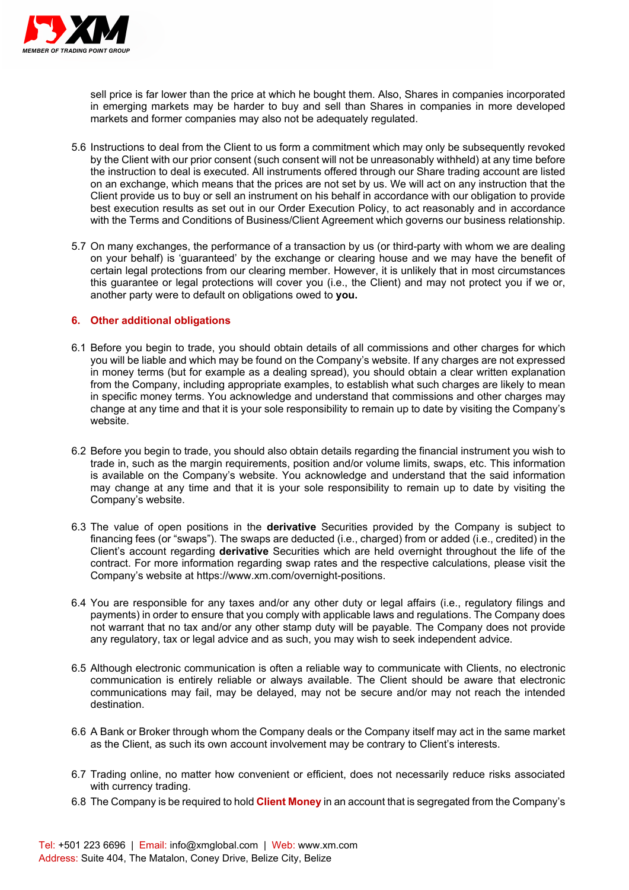sell price is far lower than the price at which he bought them. Also, Shares in companies incorporated in emerging markets may be harder to buy and sell than Shares in companies in more developed markets and former companies may also not be adequately regulated.

5.6 Instructions to deal from the Client to us form a commitment which may only be subsequently revoked by the Client with our prior consent (such consent will not be unreasonably withheld) at any time before the instruction to deal is executed. All instruments offered through our Share trading account are listed on an exchange, which means that the prices are not set by us. We will act on any instruction that the Client provide us to buy or sell an instrument on his behalf in accordance with our obligation to provide best execution results as set out in our Order Execution Policy, to act reasonably and in accordance with the Terms and Conditions of Business/Client Agreement which governs our business relationship.

5.7 On many exchanges, the performance of a transaction by us (or third-party with whom we are dealing on your behalf) is 'guaranteed' by the exchange or clearing house and we may have the benefit of certain legal protections from our clearing member. However, it is unlikely that in most circumstances this guarantee or legal protections will cover you (i.e., the Client) and may not protect you if we or, another party were to default on obligations owed to **you.**

## 6. Other additional obligations

6.1 Before you begin to trade, you should obtain details of all commissions and other charges for which you will be liable and which may be found on the Company's website. If any charges are not expressed in money terms (but for example as a dealing spread), you should obtain a clear written explanation from the Company, including appropriate examples, to establish what such charges are likely to mean in specific money terms. You acknowledge and understand that commissions and other charges may change at any time and that it is your sole responsibility to remain up to date by visiting the Company's website.

6.2 Before you begin to trade, you should also obtain details regarding the financial instrument you wish to trade in, such as the margin requirements, position and/or volume limits, swaps, etc. This information is available on the Company's website. You acknowledge and understand that the said information may change at any time and that it is your sole responsibility to remain up to date by visiting the Company's website.

6.3 The value of open positions in the **derivative** Securities provided by the Company is subject to financing fees (or "swaps"). The swaps are deducted (i.e., charged) from or added (i.e., credited) in the Client's account regarding **derivative** Securities which are held overnight throughout the life of the contract. For more information regarding swap rates and the respective calculations, please visit the Company's website at https://www.xm.com/overnight-positions.

6.4 You are responsible for any taxes and/or any other duty or legal affairs (i.e., regulatory filings and payments) in order to ensure that you comply with applicable laws and regulations. The Company does not warrant that no tax and/or any other stamp duty will be payable. The Company does not provide any regulatory, tax or legal advice and as such, you may wish to seek independent advice.

6.5 Although electronic communication is often a reliable way to communicate with Clients, no electronic communication is entirely reliable or always available. The Client should be aware that electronic communications may fail, may be delayed, may not be secure and/or may not reach the intended destination.

6.6 A Bank or Broker through whom the Company deals or the Company itself may act in the same market as the Client, as such its own account involvement may be contrary to Client's interests.

6.7 Trading online, no matter how convenient or efficient, does not necessarily reduce risks associated with currency trading.

6.8 The Company is be required to hold **Client Money** in an account that is segregated from the Company's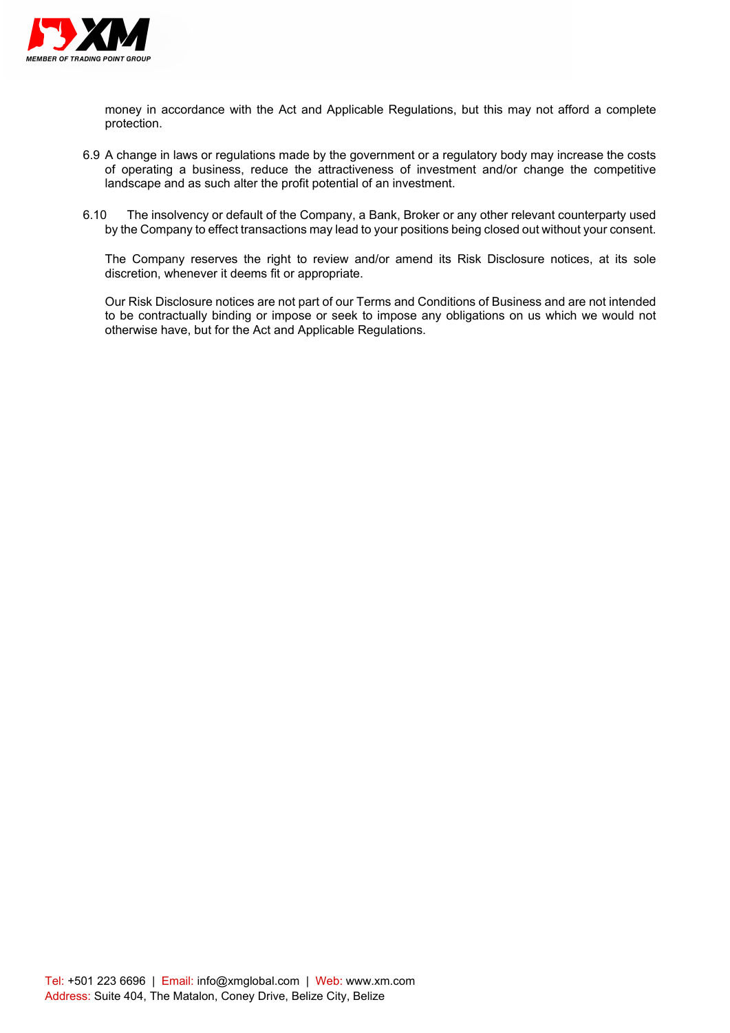money in accordance with the Act and Applicable Regulations, but this may not afford a complete protection.

6.9 A change in laws or regulations made by the government or a regulatory body may increase the costs of operating a business, reduce the attractiveness of investment and/or change the competitive landscape and as such alter the profit potential of an investment.

6.10 The insolvency or default of the Company, a Bank, Broker or any other relevant counterparty used by the Company to effect transactions may lead to your positions being closed out without your consent.

The Company reserves the right to review and/or amend its Risk Disclosure notices, at its sole discretion, whenever it deems fit or appropriate.

Our Risk Disclosure notices are not part of our Terms and Conditions of Business and are not intended to be contractually binding or impose or seek to impose any obligations on us which we would not otherwise have, but for the Act and Applicable Regulations.